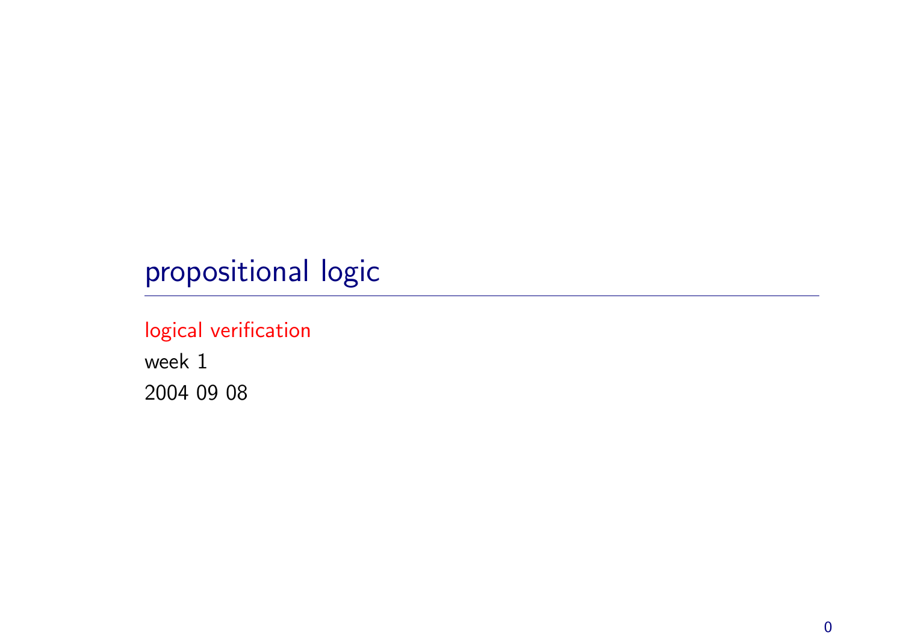# propositional logic

logical verification

week 1

2004 09 08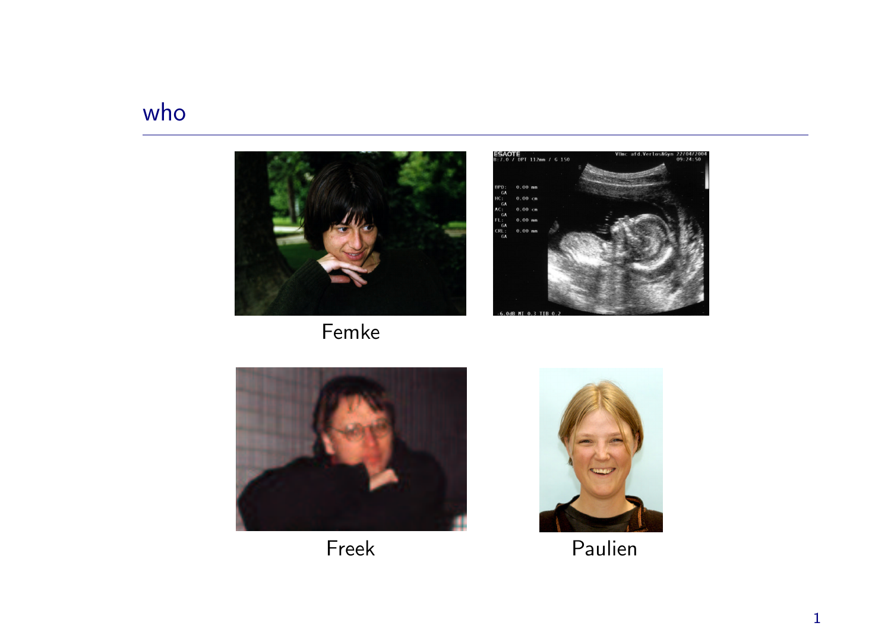# who

Femke

Freek

Paulien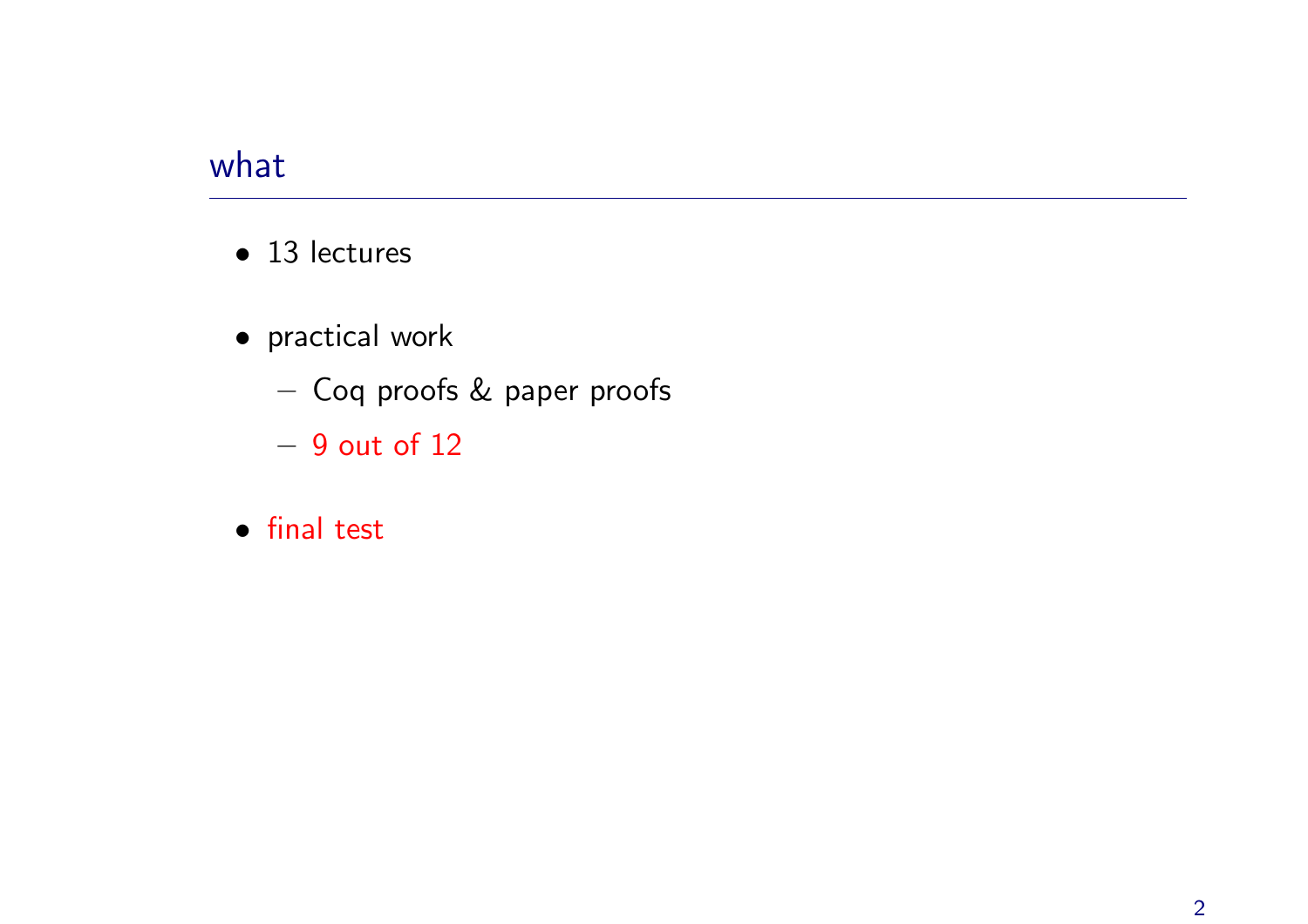## what

- 13 lectures
- practical work
  - Coq proofs & paper proofs
  - 9 out of 12
- final test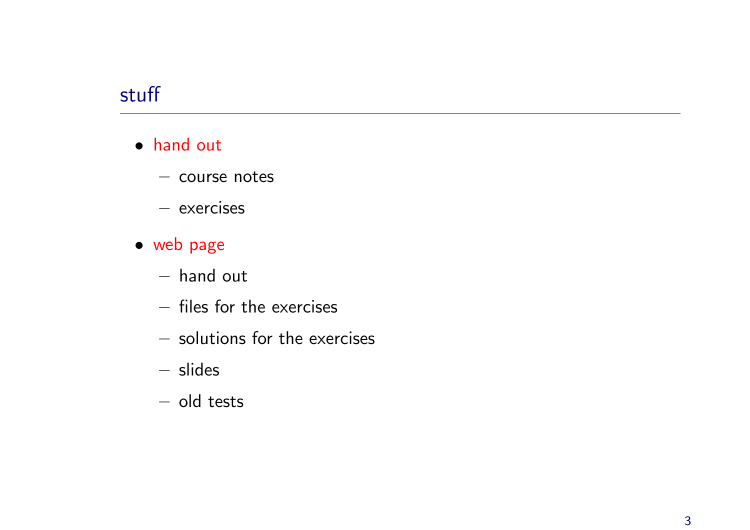## stuff

- hand out
  - course notes
  - exercises
- web page
  - hand out
  - files for the exercises
  - solutions for the exercises
  - slides
  - old tests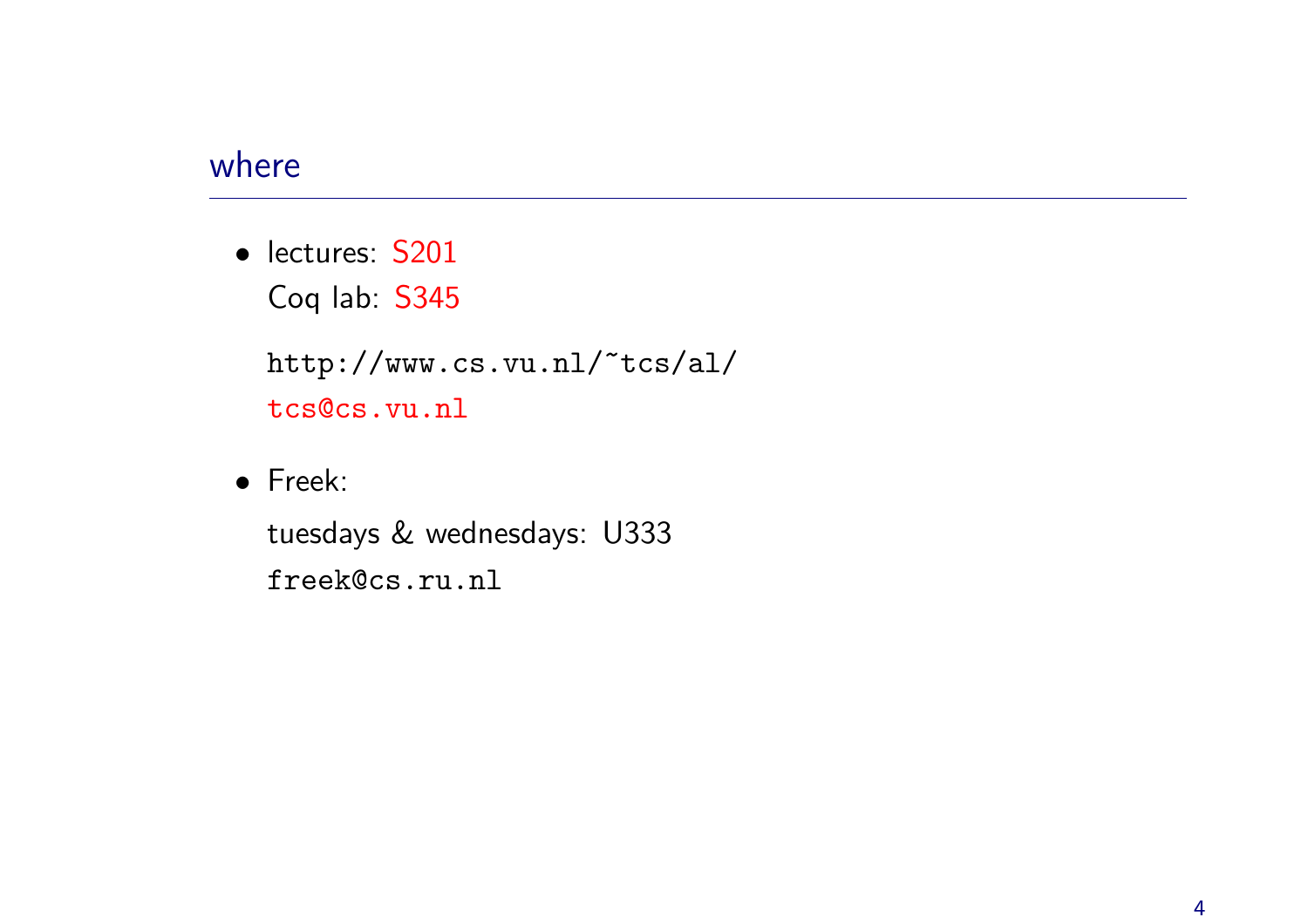## where

- lectures: S201
  Coq lab: S345

  `http://www.cs.vu.nl/~tcs/al/`

  `tcs@cs.vu.nl`

- Freek:

  tuesdays & wednesdays: U333

  `freek@cs.ru.nl`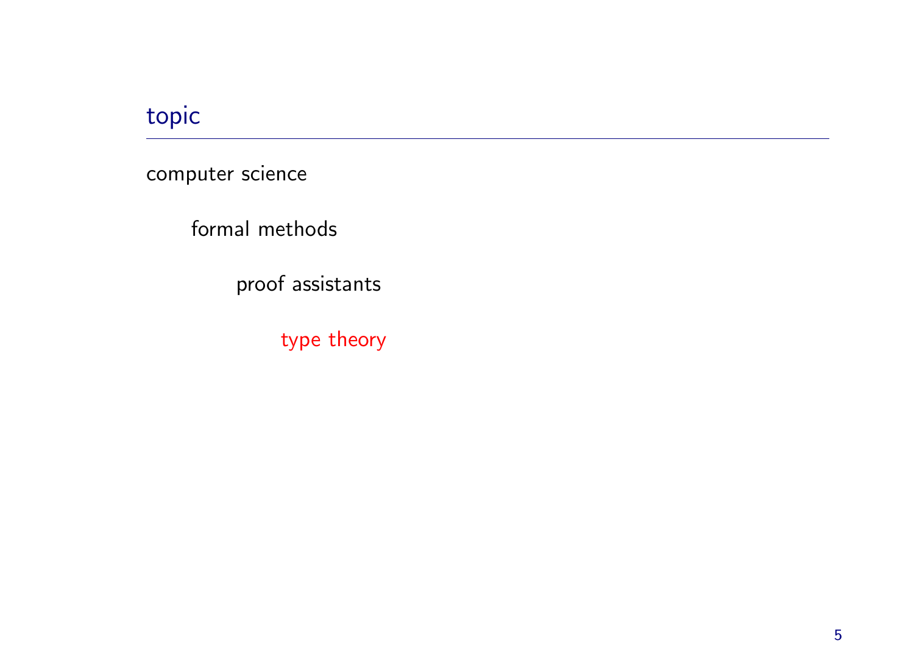## topic

computer science

- formal methods
  - proof assistants
    - type theory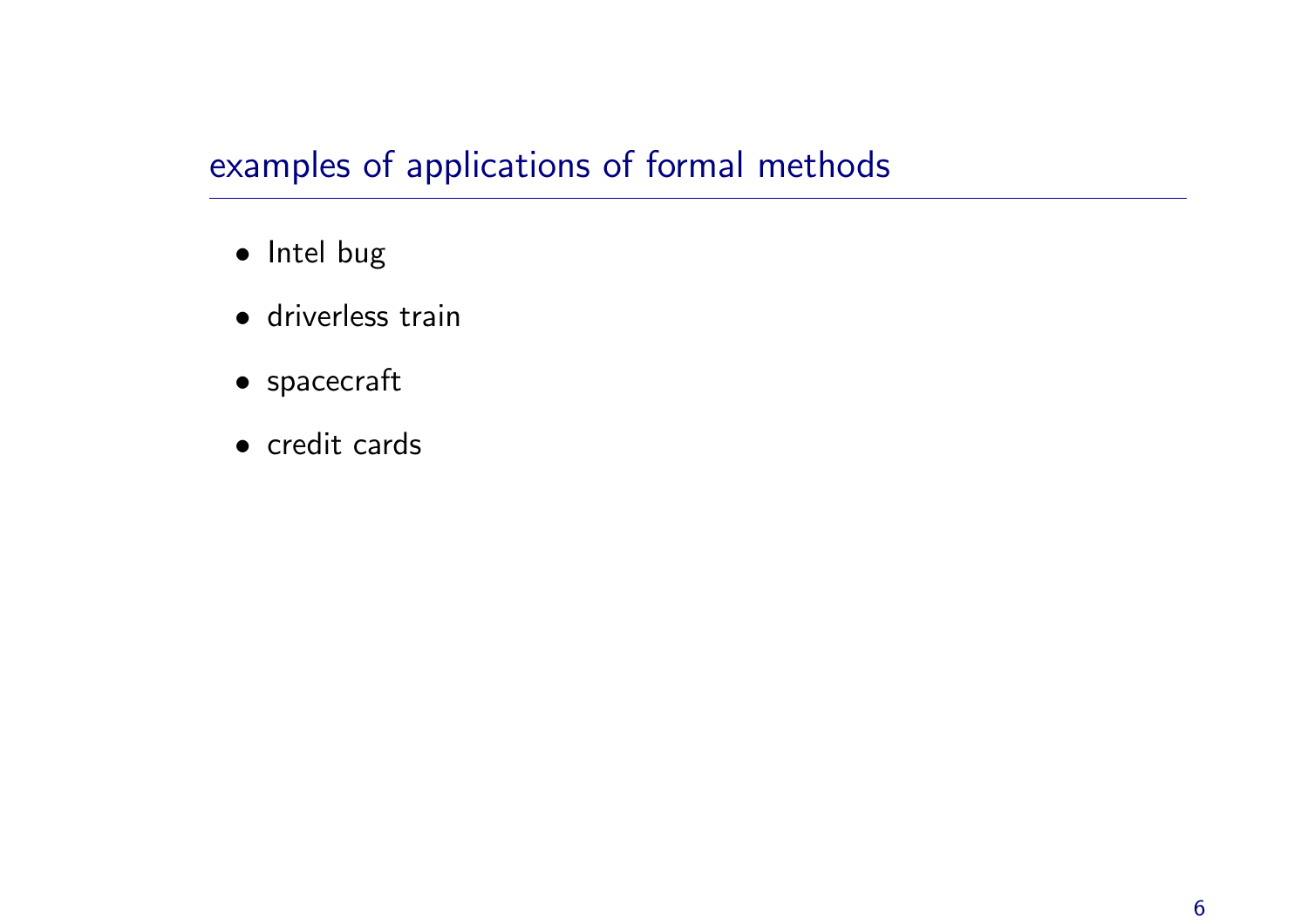## examples of applications of formal methods

- Intel bug
- driverless train
- spacecraft
- credit cards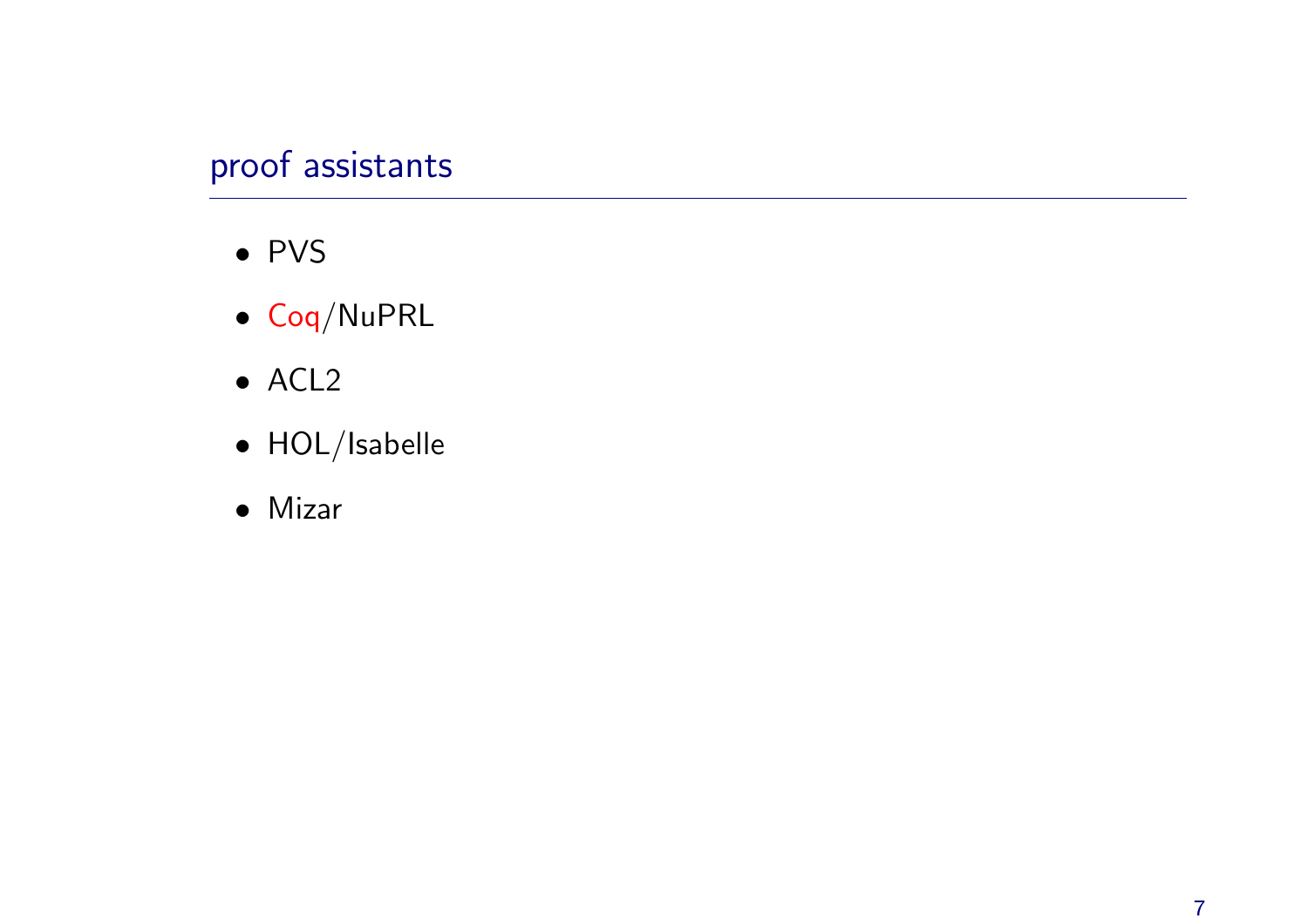## proof assistants

- PVS
- Coq/NuPRL
- ACL2
- HOL/Isabelle
- Mizar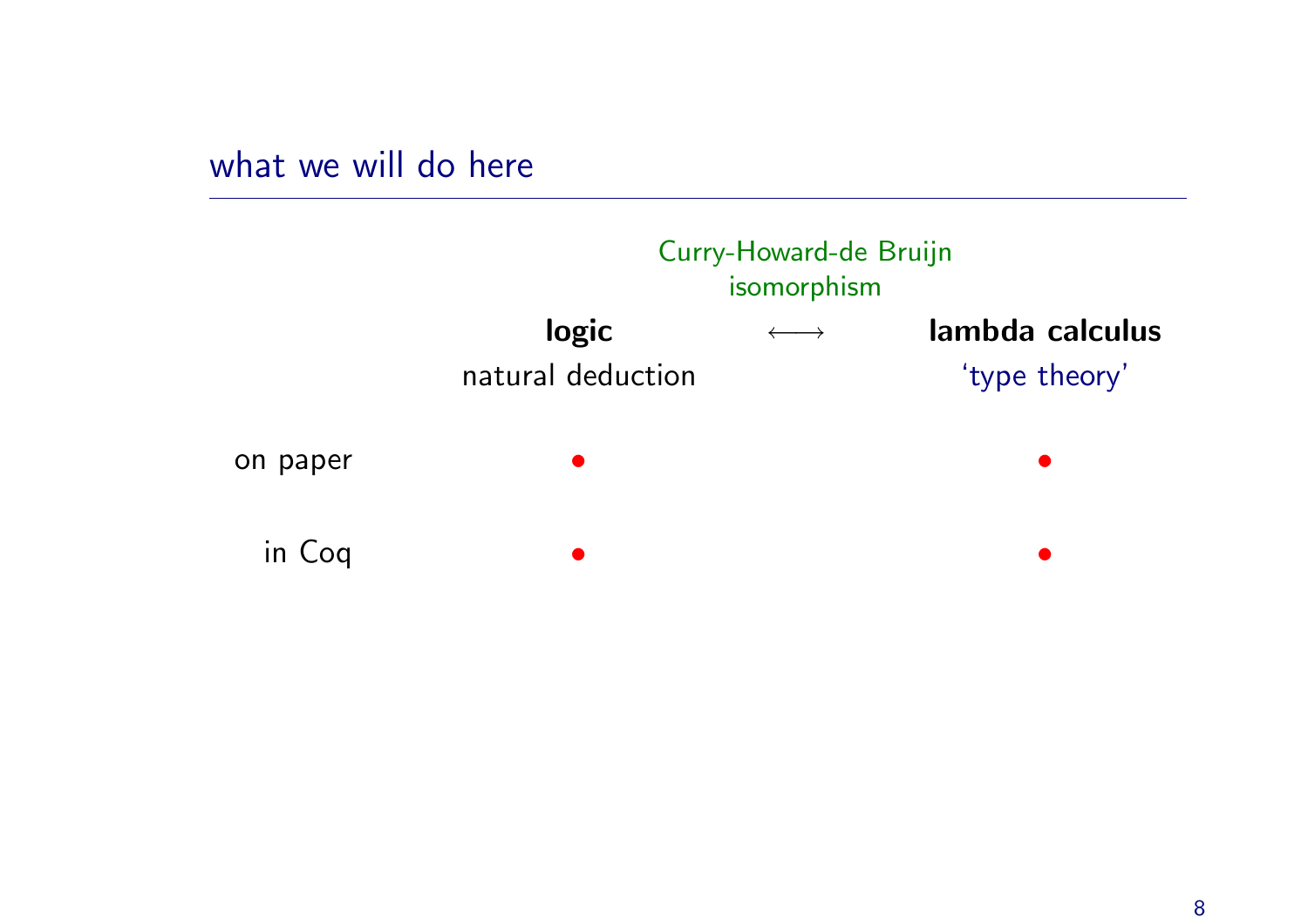# what we will do here

Curry-Howard-de Bruijn isomorphism

| | **logic** natural deduction | $\longleftrightarrow$ | **lambda calculus** 'type theory' |
|---|---|---|---|
| on paper | • | | • |
| in Coq | • | | • |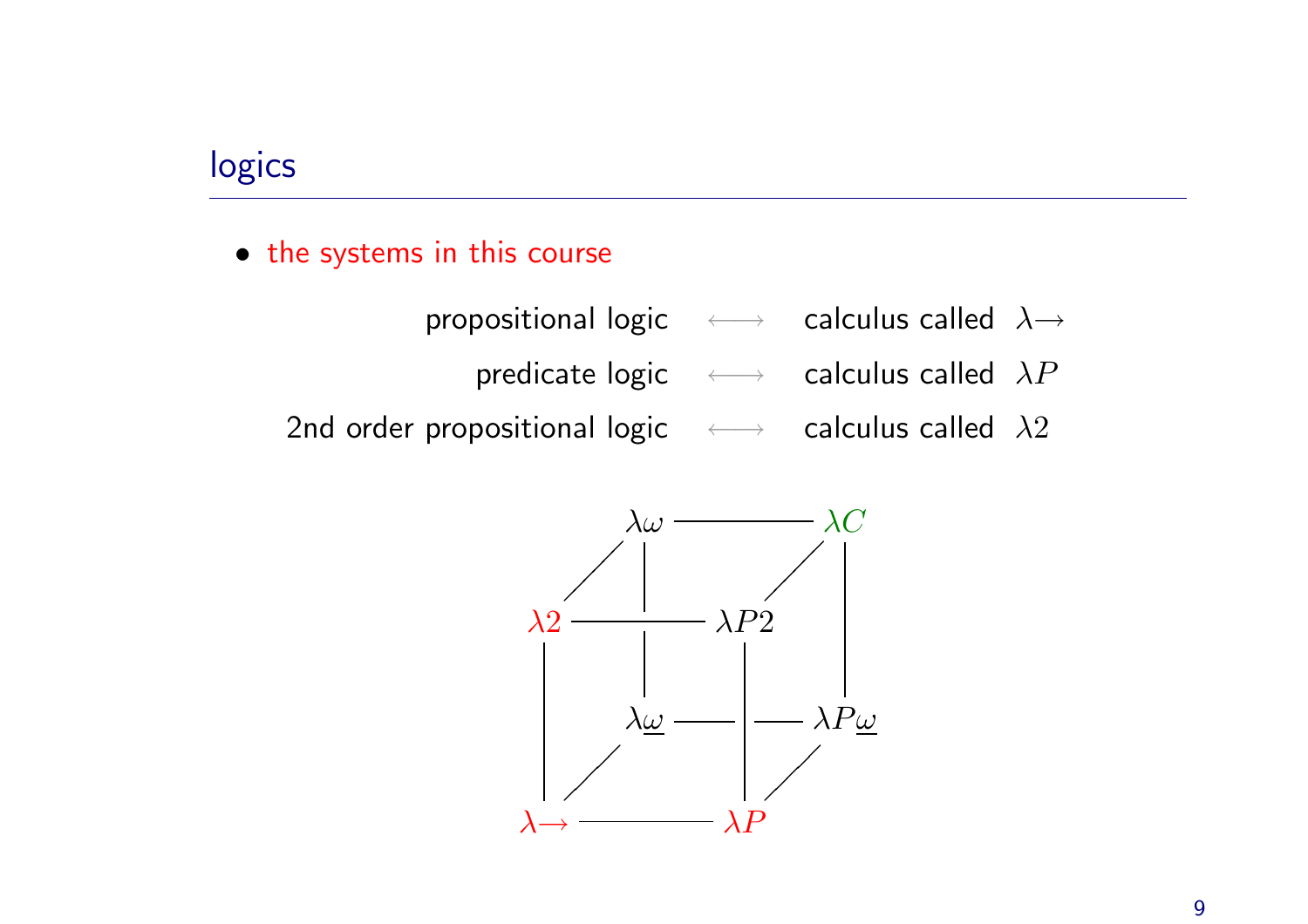## logics

- the systems in this course

| | | |
|---|---|---|
| propositional logic | $\longleftrightarrow$ | calculus called $\lambda{\to}$ |
| predicate logic | $\longleftrightarrow$ | calculus called $\lambda P$ |
| 2nd order propositional logic | $\longleftrightarrow$ | calculus called $\lambda 2$ |

$$
\begin{array}{ccccccc}
 & & \lambda\omega & \text{———} & \lambda C & & \\
 & / & | & & & / & | \\
\lambda 2 & \text{———} & & \lambda P2 & & & | \\
| & & \lambda\underline{\omega} & \text{———} & & \lambda P\underline{\omega} & \\
| & / & & & | & / & \\
\lambda{\to} & \text{———} & & \lambda P & & &
\end{array}
$$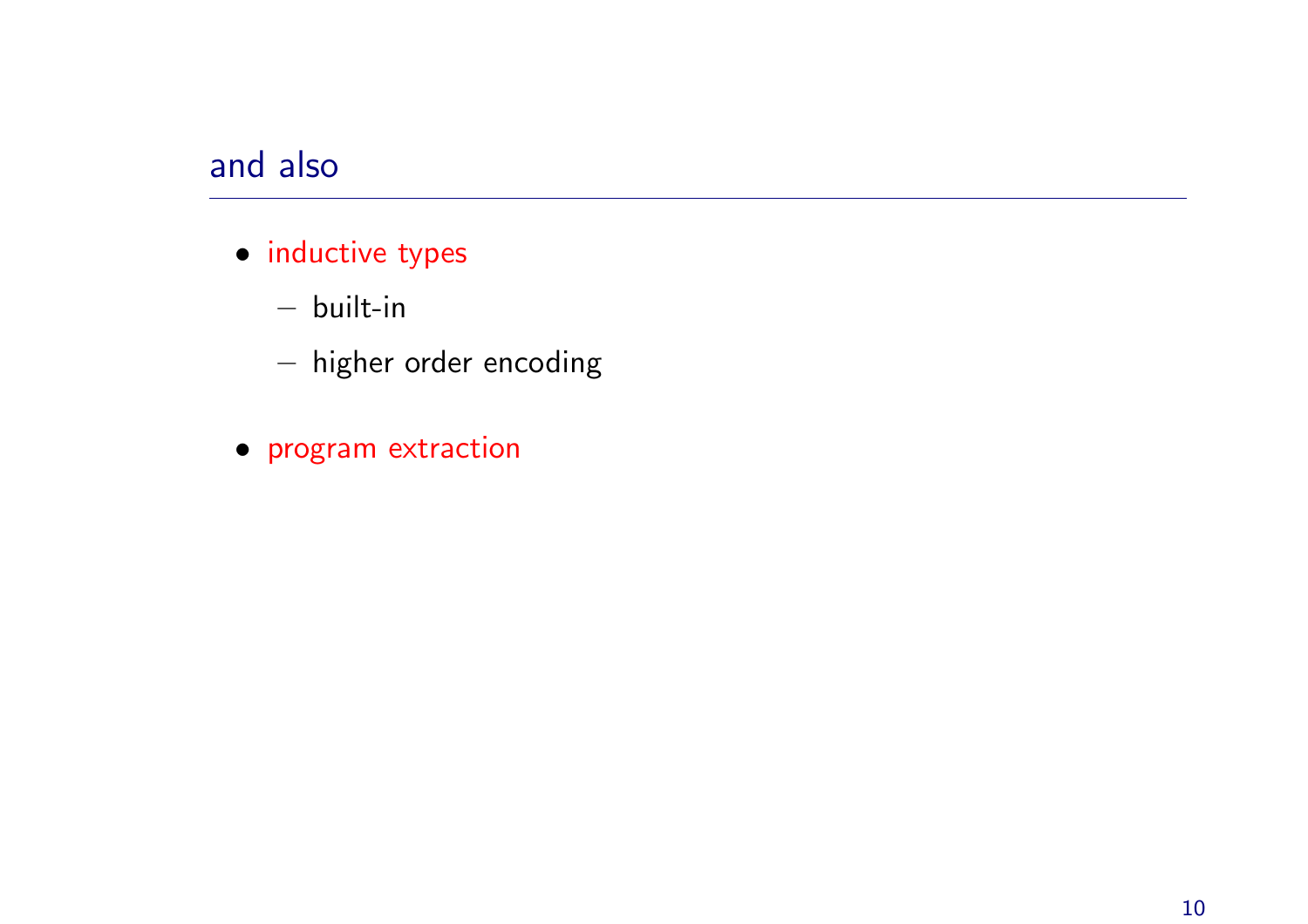## and also

- inductive types
  - built-in
  - higher order encoding
- program extraction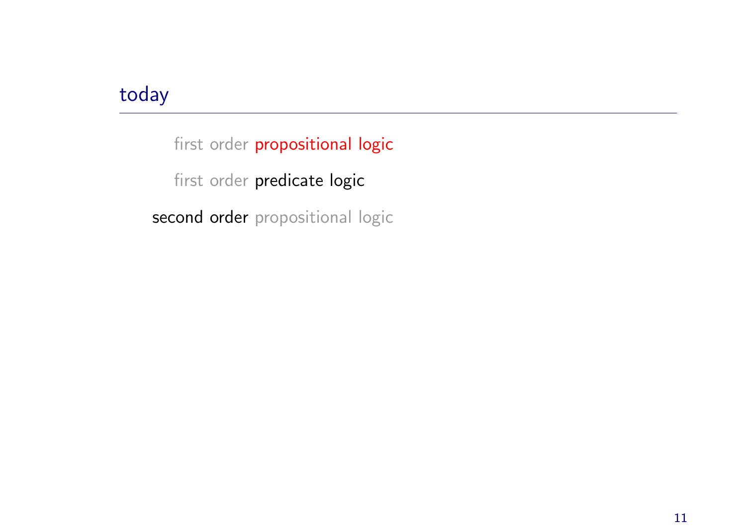## today

first order propositional logic

first order predicate logic

second order propositional logic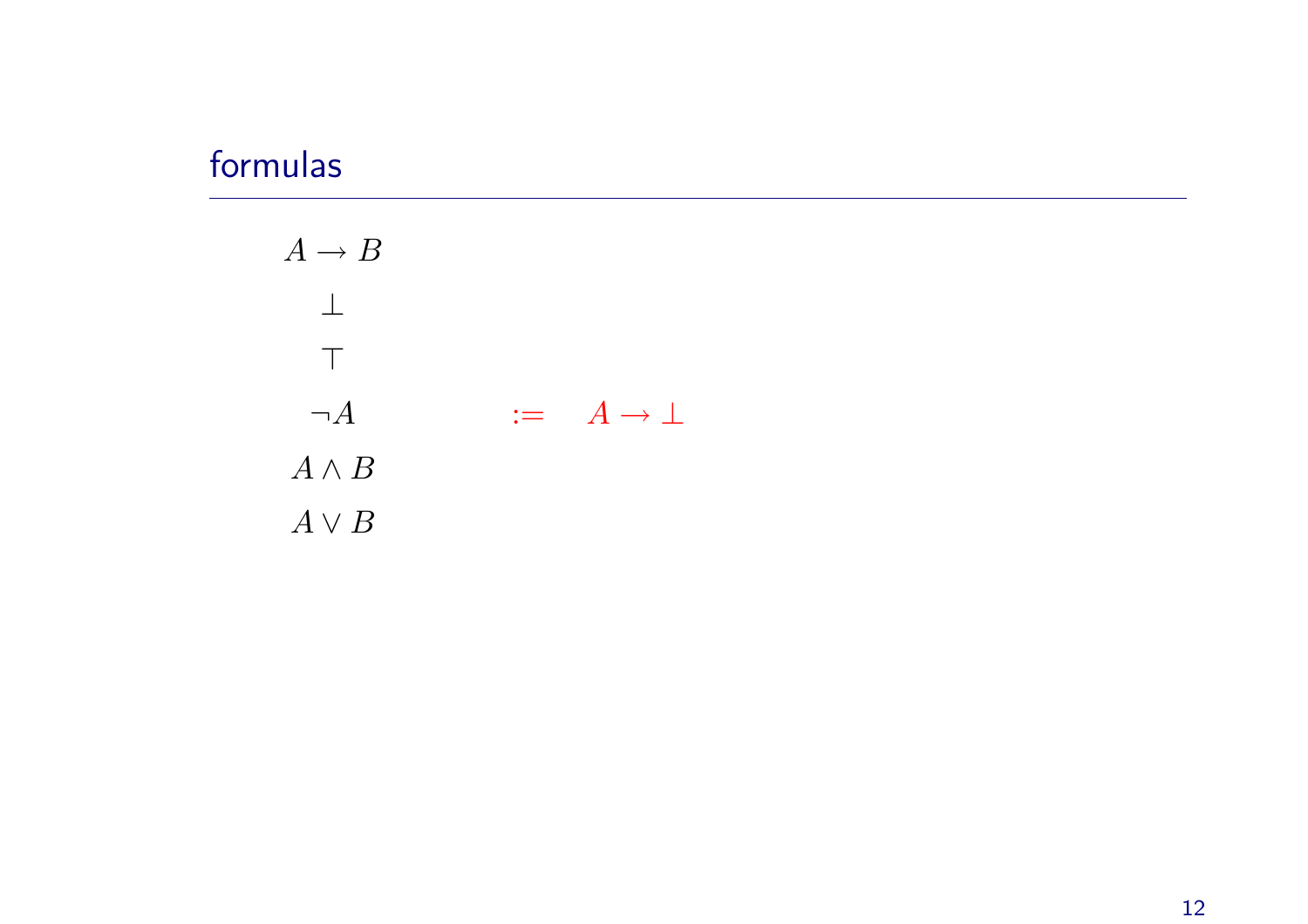## formulas

$$A \to B$$

$$\bot$$

$$\top$$

$$\neg A \qquad := \quad A \to \bot$$

$$A \land B$$

$$A \lor B$$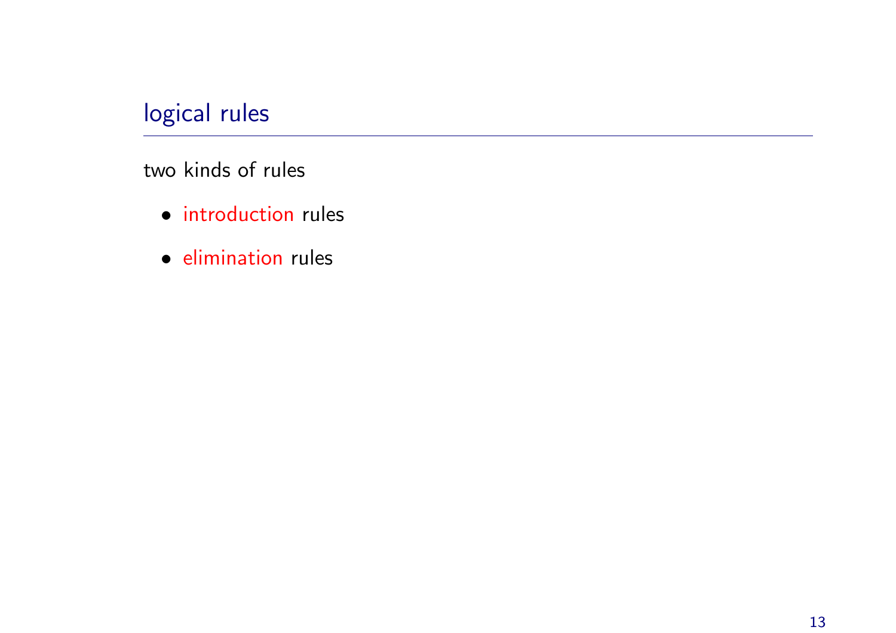## logical rules

two kinds of rules

- introduction rules
- elimination rules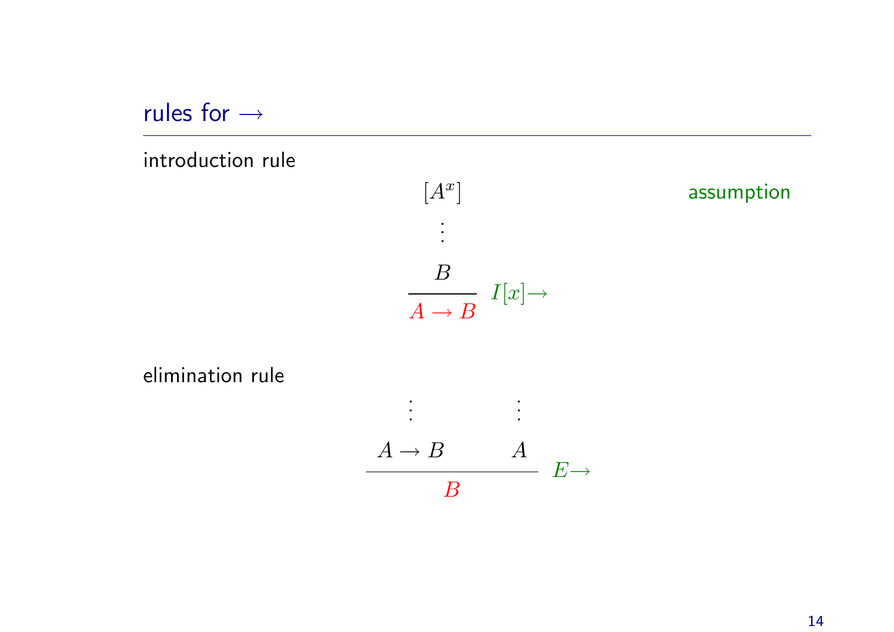## rules for $\rightarrow$

introduction rule

$$
\dfrac{\begin{array}{c}[A^x] \\ \vdots \\ B\end{array}}{A \rightarrow B}\ I[x]{\rightarrow}
$$

assumption

elimination rule

$$
\dfrac{\begin{array}{c}\vdots \\ A \rightarrow B\end{array} \qquad \begin{array}{c}\vdots \\ A\end{array}}{B}\ E{\rightarrow}
$$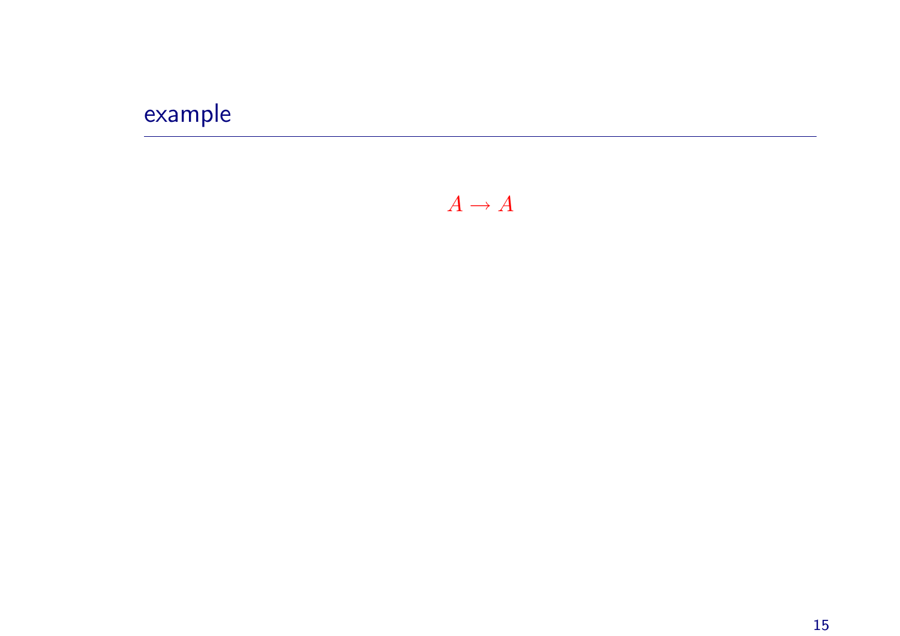## example

$$A \to A$$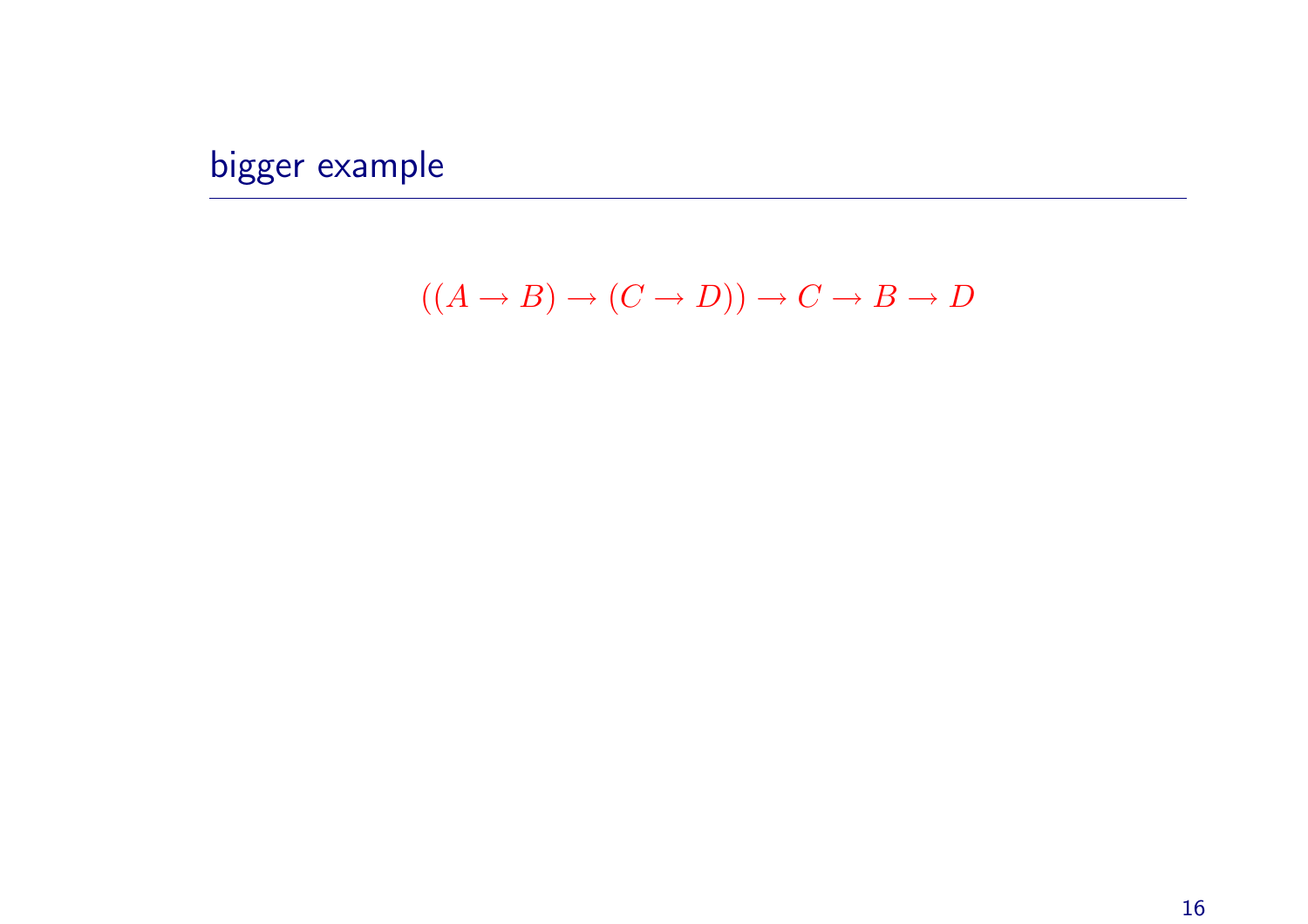# bigger example

$$((A \to B) \to (C \to D)) \to C \to B \to D$$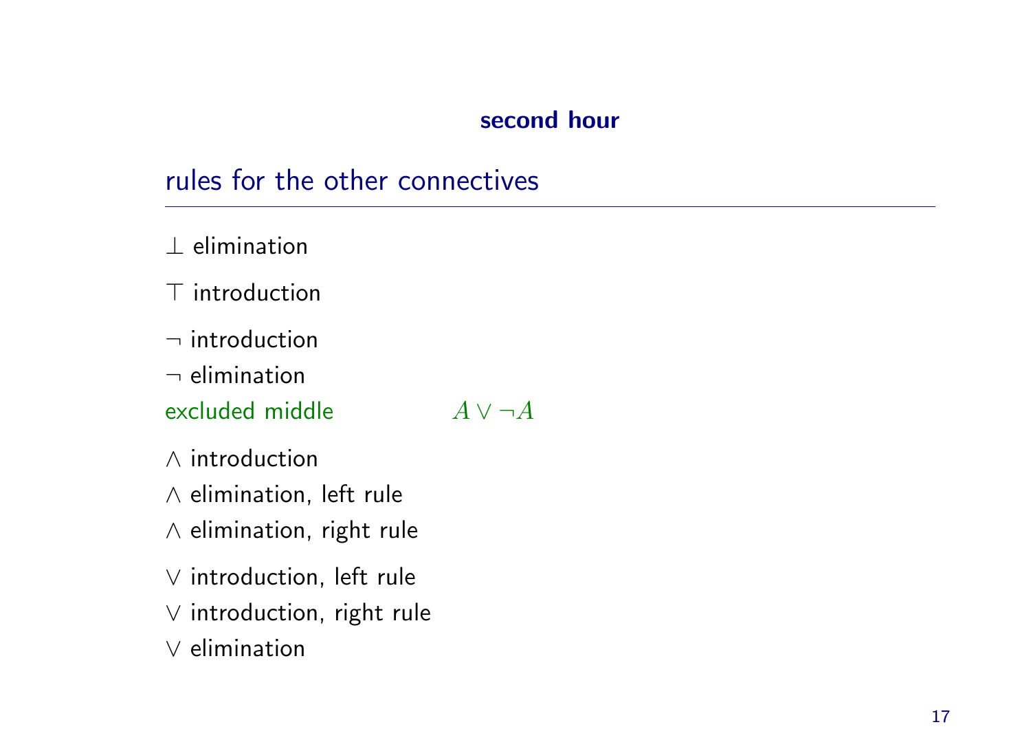**second hour**

## rules for the other connectives

$\bot$ elimination

$\top$ introduction

$\neg$ introduction

$\neg$ elimination

excluded middle $\quad A \lor \neg A$

$\land$ introduction

$\land$ elimination, left rule

$\land$ elimination, right rule

$\lor$ introduction, left rule

$\lor$ introduction, right rule

$\lor$ elimination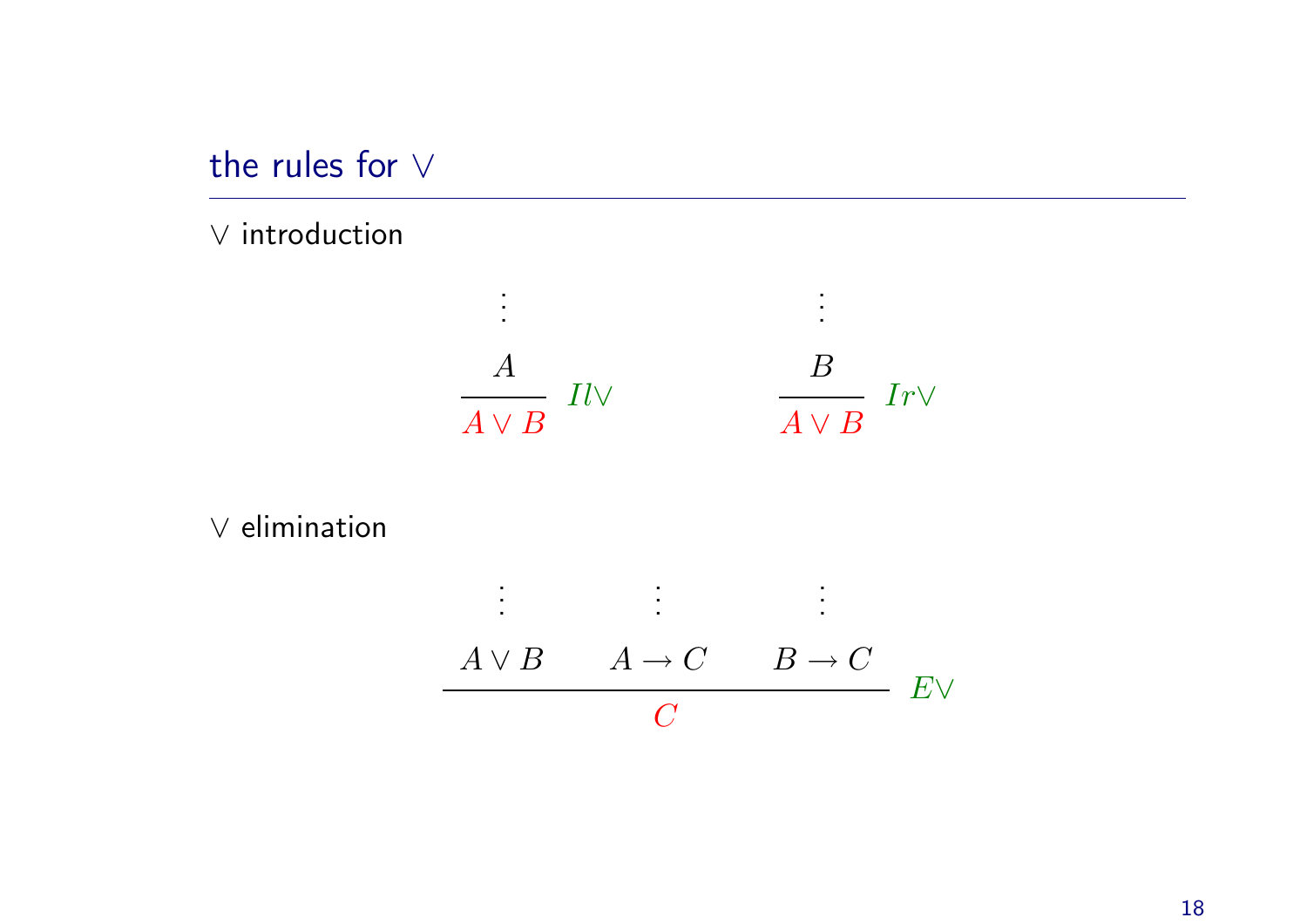## the rules for $\vee$

$\vee$ introduction

$$\cfrac{\begin{matrix}\vdots\\ A\end{matrix}}{A \vee B}\ Il\vee \qquad\qquad \cfrac{\begin{matrix}\vdots\\ B\end{matrix}}{A \vee B}\ Ir\vee$$

$\vee$ elimination

$$\cfrac{\begin{matrix}\vdots\\ A \vee B\end{matrix} \qquad \begin{matrix}\vdots\\ A \to C\end{matrix} \qquad \begin{matrix}\vdots\\ B \to C\end{matrix}}{C}\ E\vee$$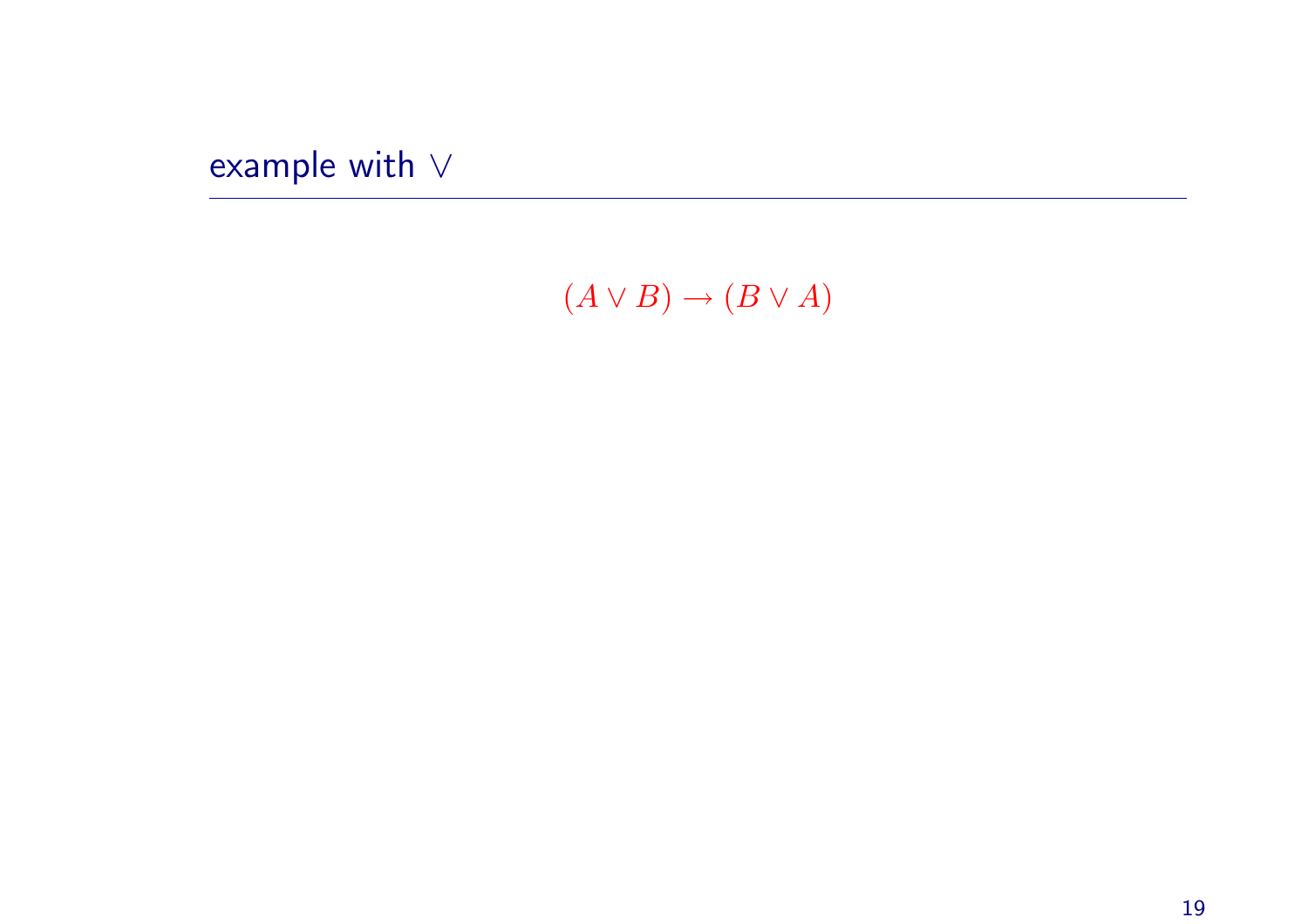## example with $\vee$

$$(A \vee B) \to (B \vee A)$$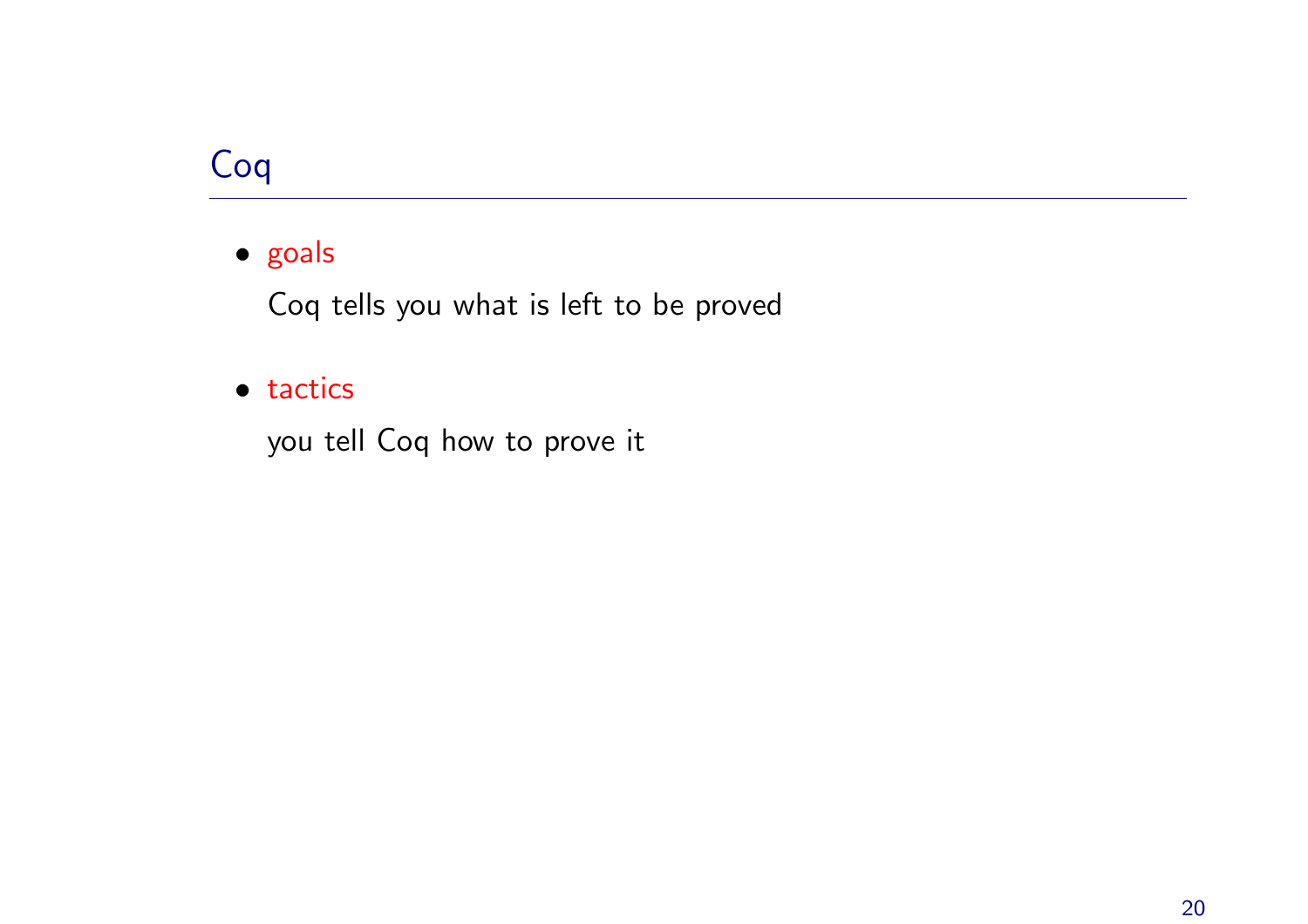## Coq

- goals

  Coq tells you what is left to be proved

- tactics

  you tell Coq how to prove it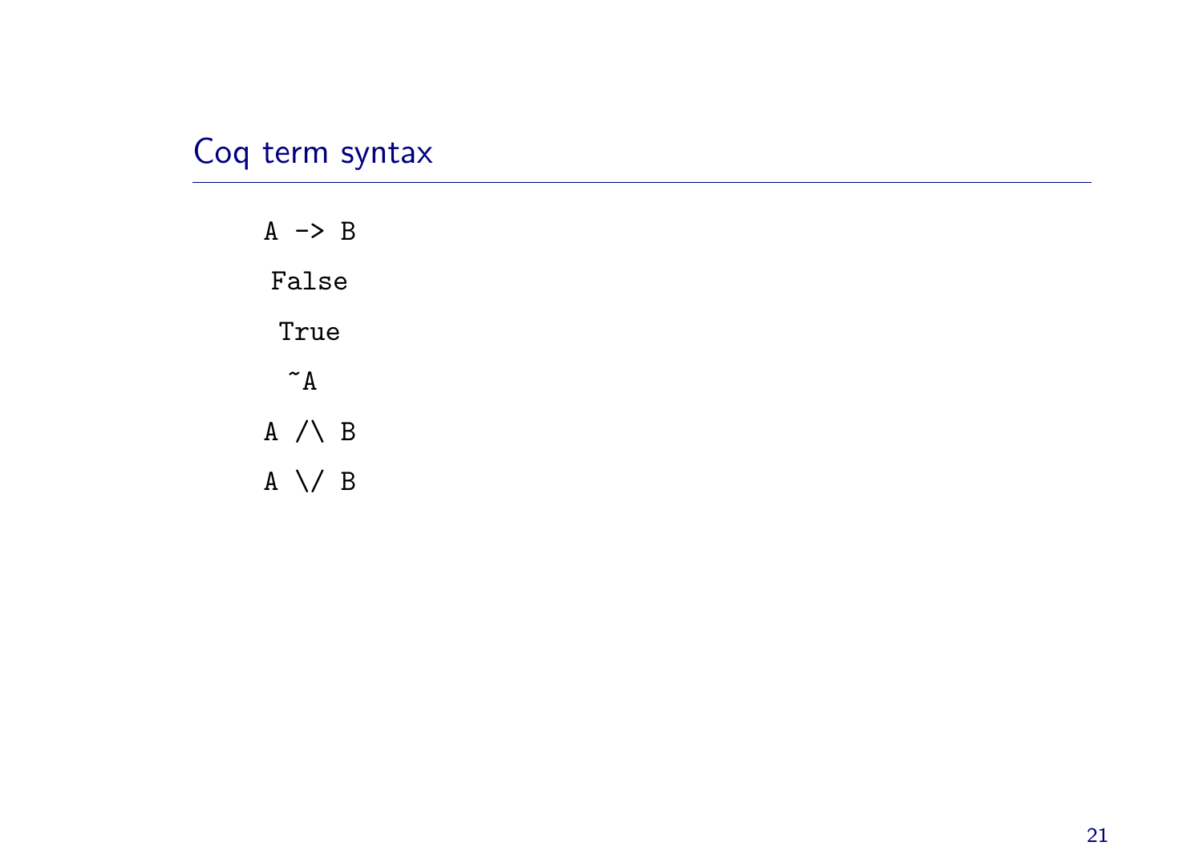## Coq term syntax

```
A -> B
False
True
~A
A /\ B
A \/ B
```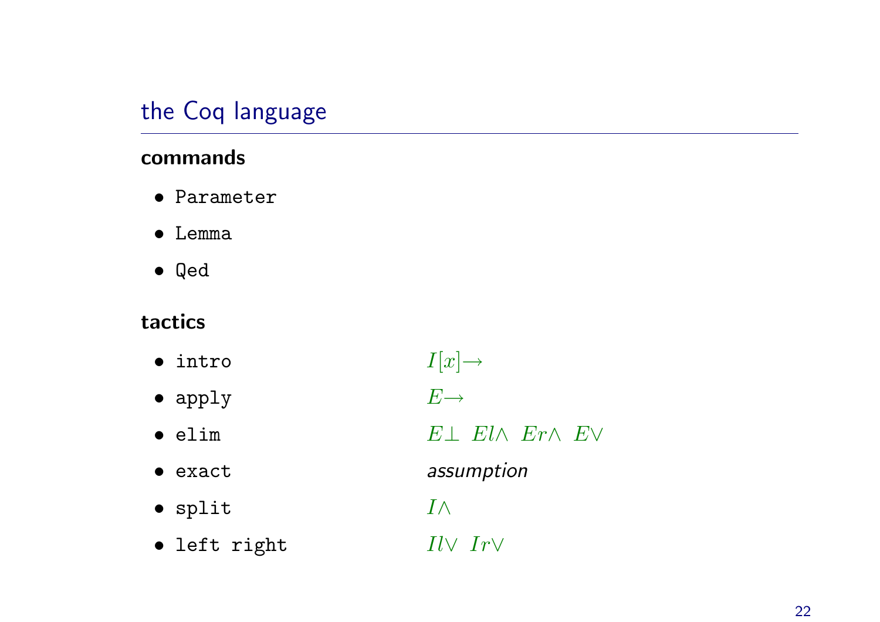## the Coq language

**commands**

- `Parameter`
- `Lemma`
- `Qed`

**tactics**

| | |
|---|---|
| • `intro` | $I[x]{\to}$ |
| • `apply` | $E{\to}$ |
| • `elim` | $E\bot$ $El\wedge$ $Er\wedge$ $E\vee$ |
| • `exact` | *assumption* |
| • `split` | $I\wedge$ |
| • `left right` | $Il\vee$ $Ir\vee$ |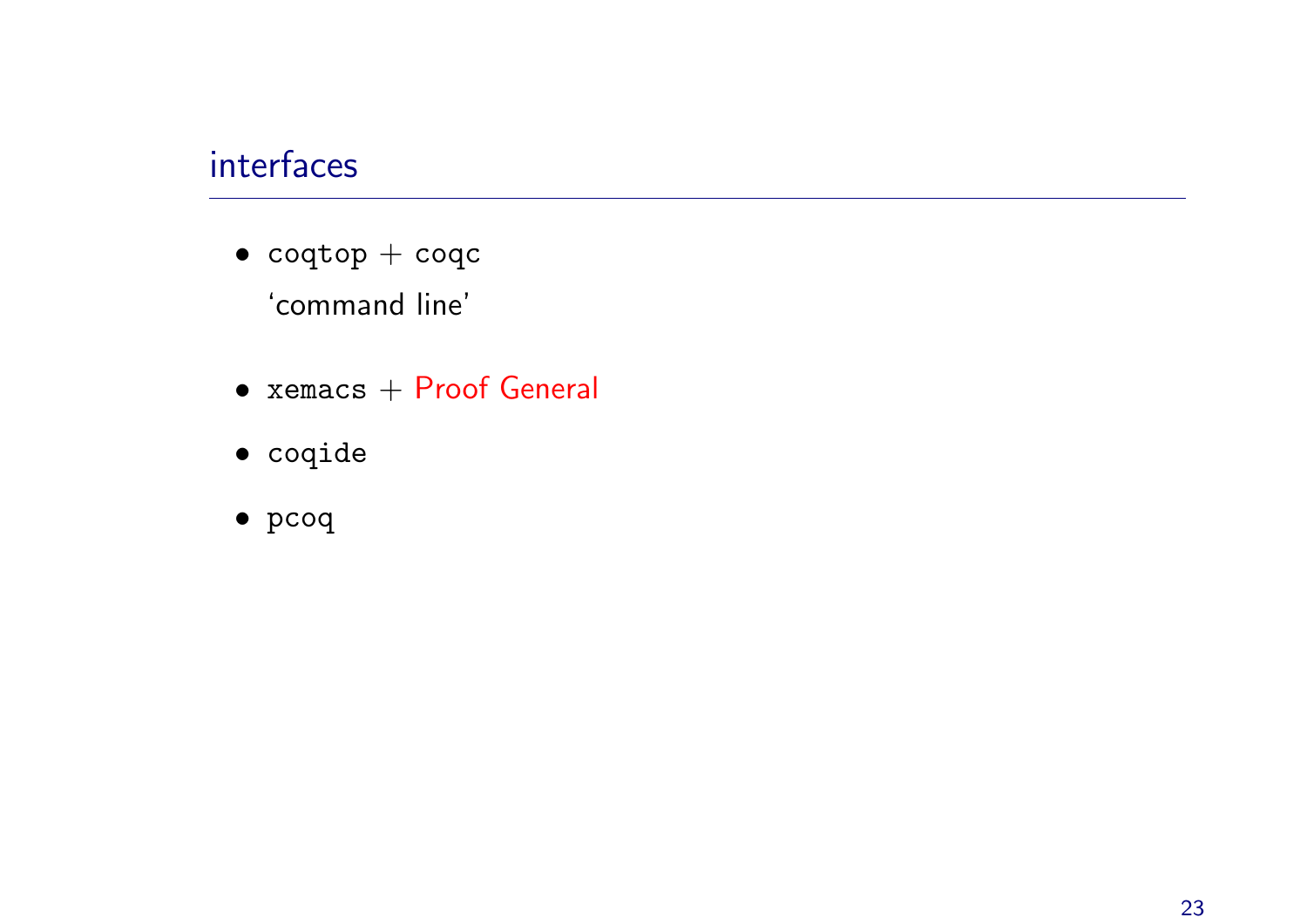## interfaces

- `coqtop` + `coqc`

  'command line'

- `xemacs` + Proof General

- `coqide`

- `pcoq`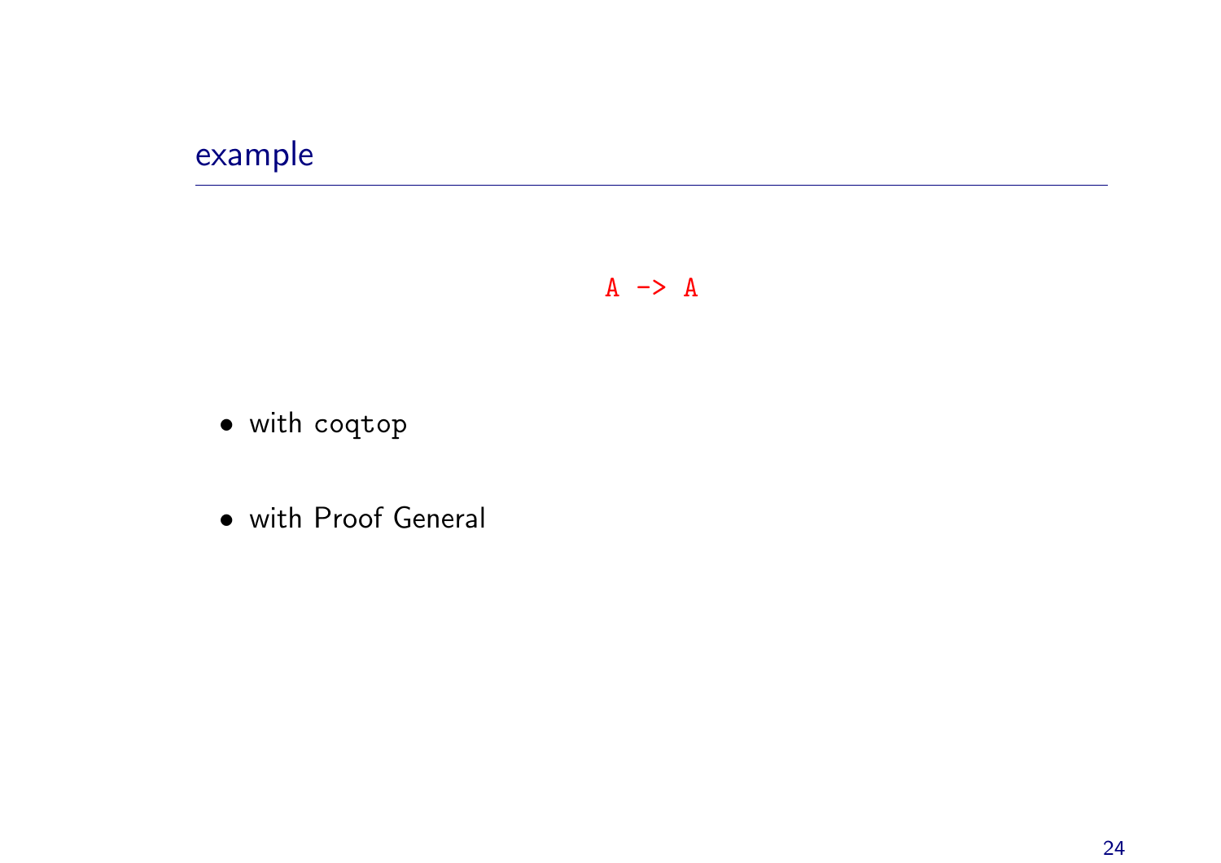## example

```
A -> A
```

- with `coqtop`

- with Proof General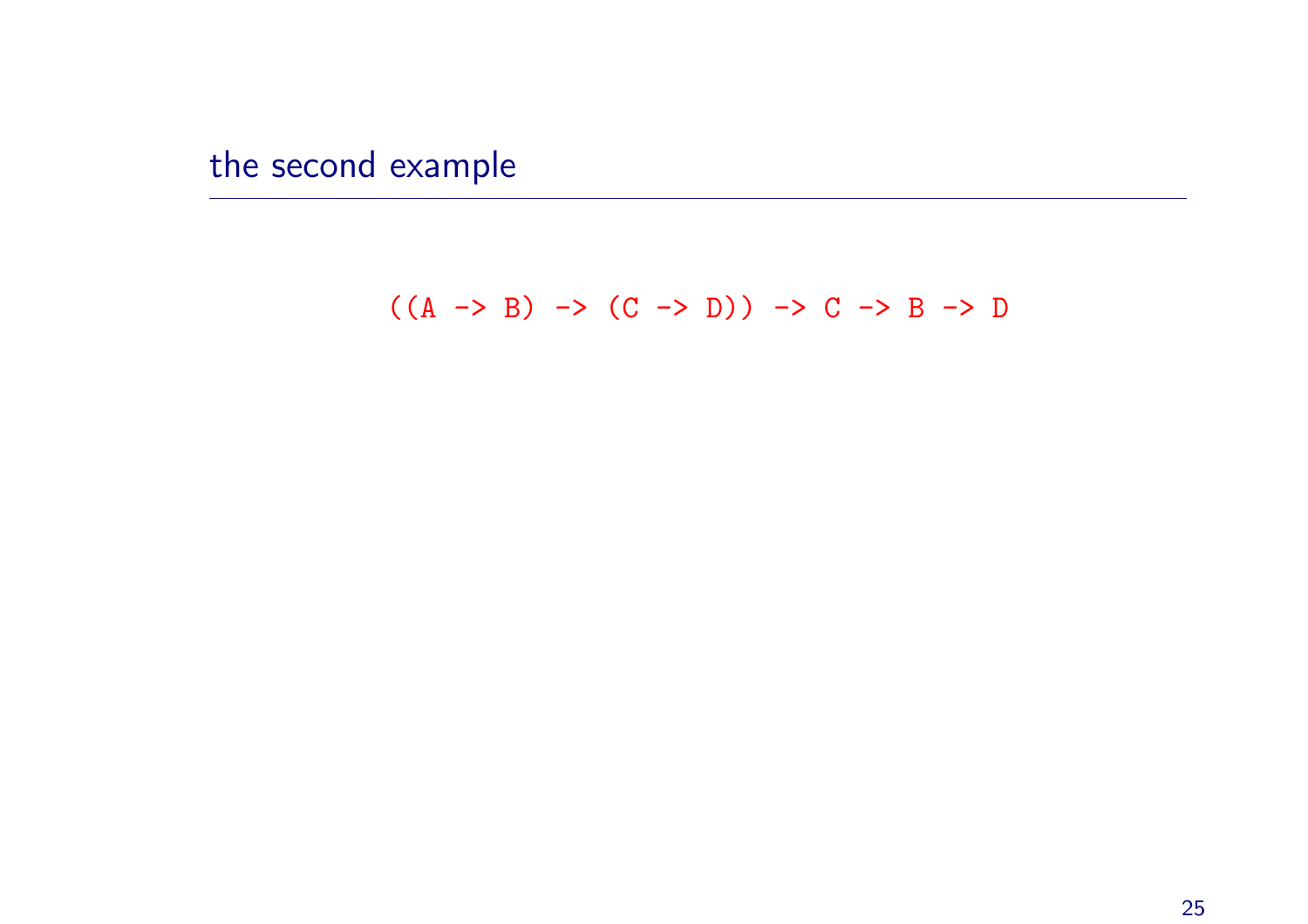## the second example

```
((A -> B) -> (C -> D)) -> C -> B -> D
```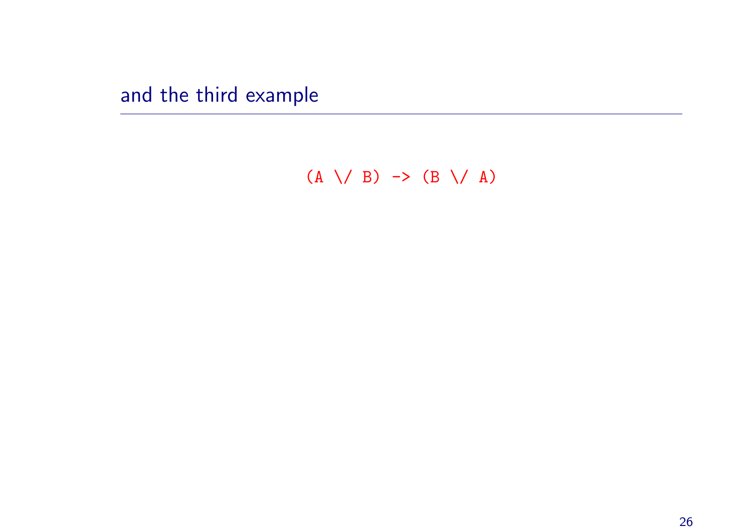## and the third example

```
(A \/ B) -> (B \/ A)
```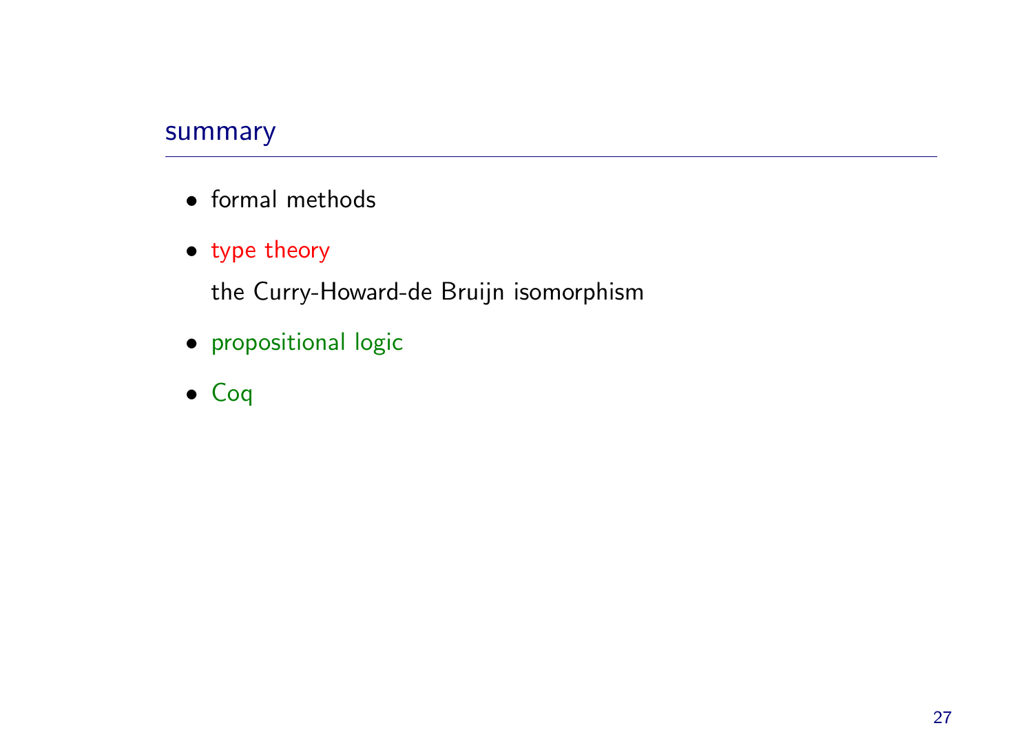## summary

- formal methods
- type theory

  the Curry-Howard-de Bruijn isomorphism
- propositional logic
- Coq